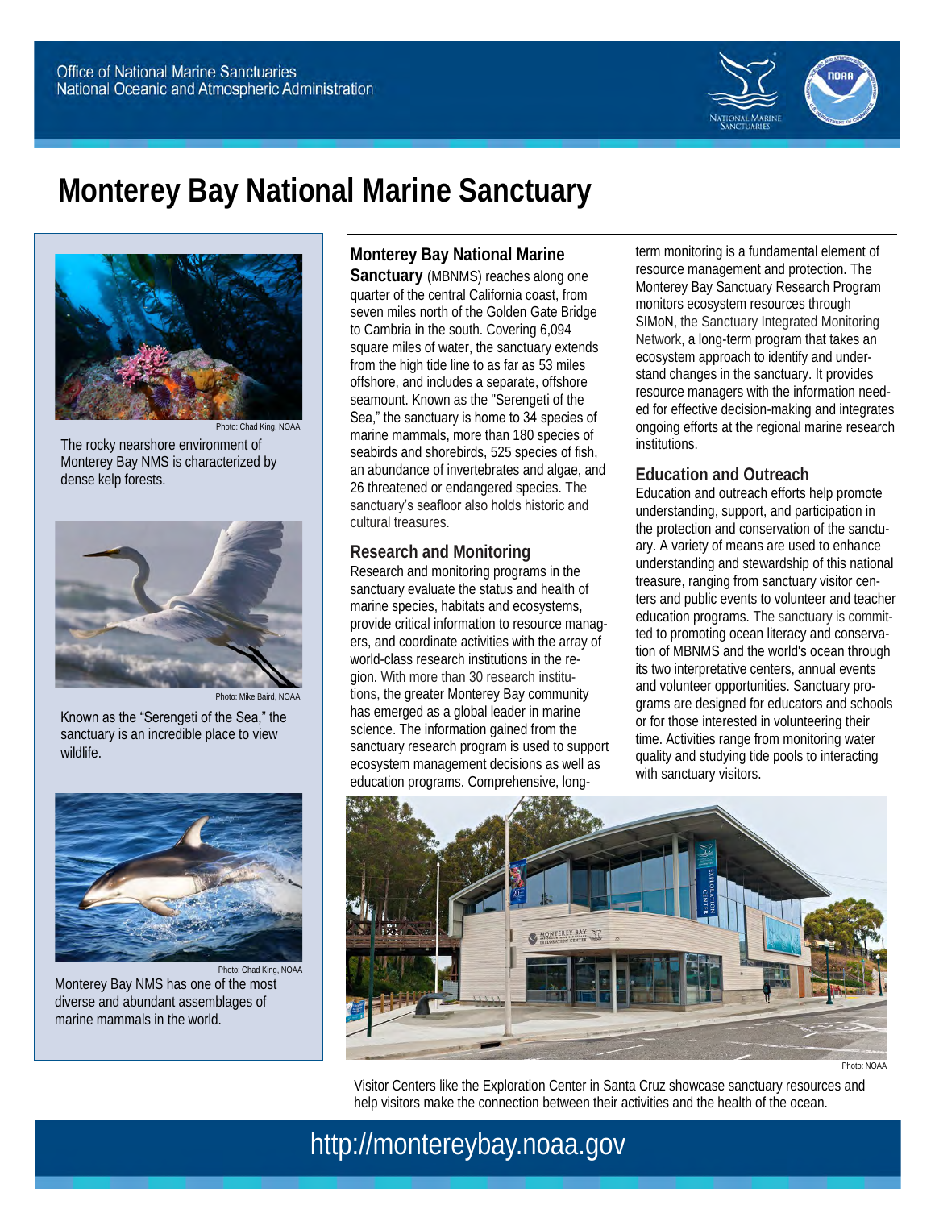Office of National Marine Sanctuaries
National Oceanic and Atmospheric Administration

# Monterey Bay National Marine Sanctuary

Photo: Chad King, NOAA

The rocky nearshore environment of Monterey Bay NMS is characterized by dense kelp forests.

Photo: Mike Baird, NOAA

Known as the "Serengeti of the Sea," the sanctuary is an incredible place to view wildlife.

Photo: Chad King, NOAA

Monterey Bay NMS has one of the most diverse and abundant assemblages of marine mammals in the world.

**Monterey Bay National Marine Sanctuary** (MBNMS) reaches along one quarter of the central California coast, from seven miles north of the Golden Gate Bridge to Cambria in the south. Covering 6,094 square miles of water, the sanctuary extends from the high tide line to as far as 53 miles offshore, and includes a separate, offshore seamount. Known as the "Serengeti of the Sea," the sanctuary is home to 34 species of marine mammals, more than 180 species of seabirds and shorebirds, 525 species of fish, an abundance of invertebrates and algae, and 26 threatened or endangered species. The sanctuary's seafloor also holds historic and cultural treasures.

## Research and Monitoring

Research and monitoring programs in the sanctuary evaluate the status and health of marine species, habitats and ecosystems, provide critical information to resource managers, and coordinate activities with the array of world-class research institutions in the region. With more than 30 research institutions, the greater Monterey Bay community has emerged as a global leader in marine science. The information gained from the sanctuary research program is used to support ecosystem management decisions as well as education programs. Comprehensive, long-term monitoring is a fundamental element of resource management and protection. The Monterey Bay Sanctuary Research Program monitors ecosystem resources through SIMoN, the Sanctuary Integrated Monitoring Network, a long-term program that takes an ecosystem approach to identify and understand changes in the sanctuary. It provides resource managers with the information needed for effective decision-making and integrates ongoing efforts at the regional marine research institutions.

## Education and Outreach

Education and outreach efforts help promote understanding, support, and participation in the protection and conservation of the sanctuary. A variety of means are used to enhance understanding and stewardship of this national treasure, ranging from sanctuary visitor centers and public events to volunteer and teacher education programs. The sanctuary is committed to promoting ocean literacy and conservation of MBNMS and the world's ocean through its two interpretative centers, annual events and volunteer opportunities. Sanctuary programs are designed for educators and schools or for those interested in volunteering their time. Activities range from monitoring water quality and studying tide pools to interacting with sanctuary visitors.

Photo: NOAA

Visitor Centers like the Exploration Center in Santa Cruz showcase sanctuary resources and help visitors make the connection between their activities and the health of the ocean.

http://montereybay.noaa.gov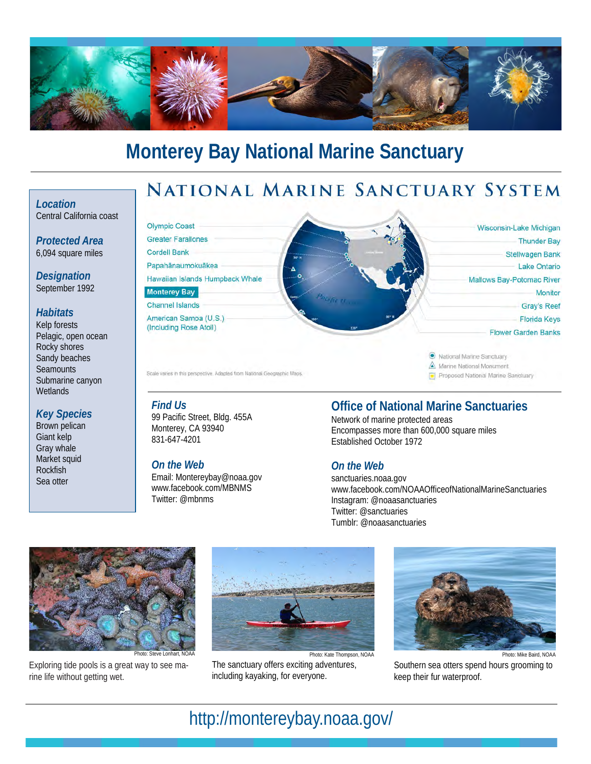# Monterey Bay National Marine Sanctuary

***Location***
Central California coast

***Protected Area***
6,094 square miles

***Designation***
September 1992

***Habitats***
Kelp forests
Pelagic, open ocean
Rocky shores
Sandy beaches
Seamounts
Submarine canyon
Wetlands

***Key Species***
Brown pelican
Giant kelp
Gray whale
Market squid
Rockfish
Sea otter

## National Marine Sanctuary System

Olympic Coast
Greater Farallones
Cordell Bank
Papahānaumokuākea
Hawaiian Islands Humpback Whale
Monterey Bay
Channel Islands
American Samoa (U.S.) (Including Rose Atoll)

Wisconsin-Lake Michigan
Thunder Bay
Stellwagen Bank
Lake Ontario
Mallows Bay-Potomac River
Monitor
Gray's Reef
Florida Keys
Flower Garden Banks

National Marine Sanctuary
Marine National Monument
Proposed National Marine Sanctuary

Scale varies in this perspective. Adapted from National Geographic Maps.

***Find Us***
99 Pacific Street, Bldg. 455A
Monterey, CA 93940
831-647-4201

***On the Web***
Email: Montereybay@noaa.gov
www.facebook.com/MBNMS
Twitter: @mbnms

## Office of National Marine Sanctuaries

Network of marine protected areas
Encompasses more than 600,000 square miles
Established October 1972

***On the Web***
sanctuaries.noaa.gov
www.facebook.com/NOAAOfficeofNationalMarineSanctuaries
Instagram: @noaasanctuaries
Twitter: @sanctuaries
Tumblr: @noaasanctuaries

Photo: Steve Lonhart, NOAA

Exploring tide pools is a great way to see marine life without getting wet.

Photo: Kate Thompson, NOAA

The sanctuary offers exciting adventures, including kayaking, for everyone.

Photo: Mike Baird, NOAA

Southern sea otters spend hours grooming to keep their fur waterproof.

http://montereybay.noaa.gov/